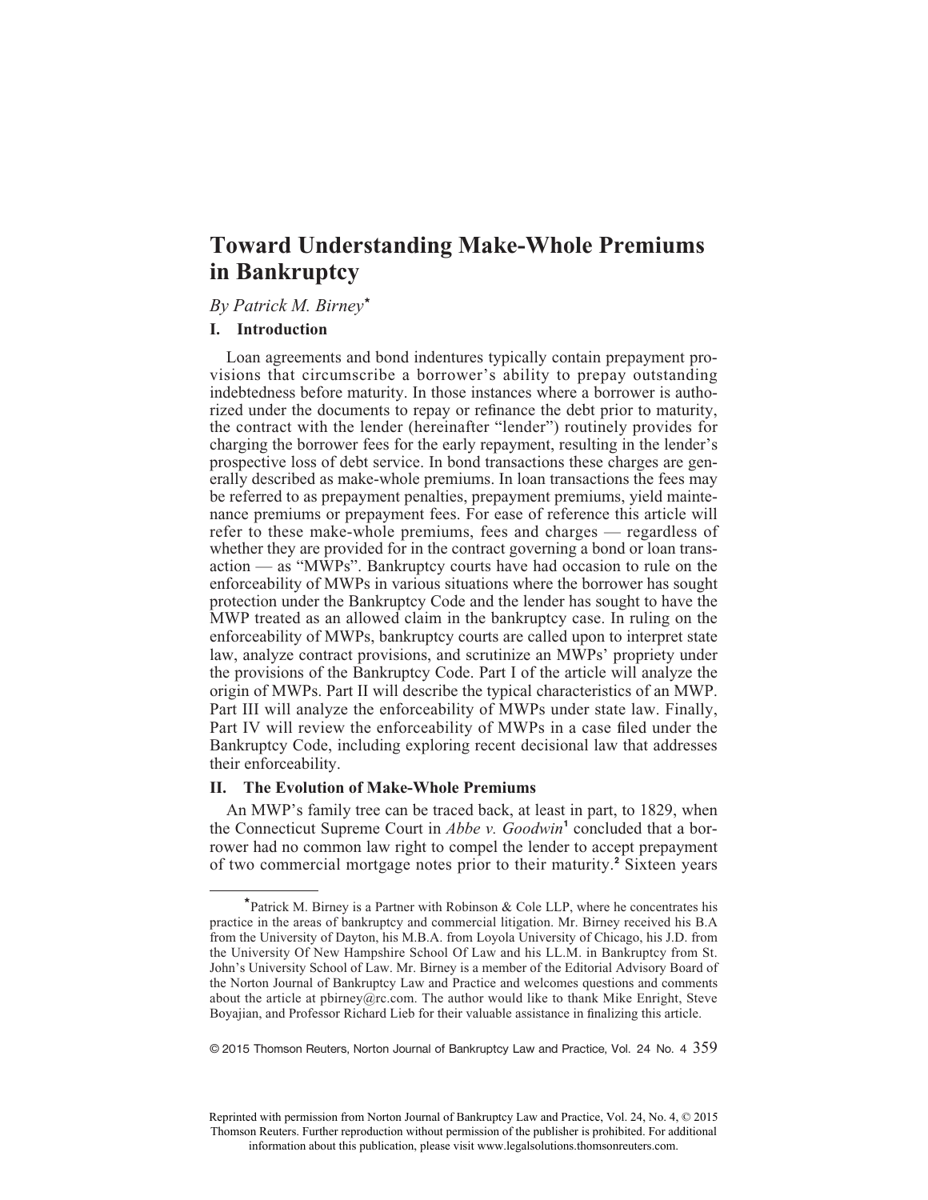# Toward Understanding Make-Whole Premiums in Bankruptcy

*By Patrick M. Birney*[*]

## I. Introduction

Loan agreements and bond indentures typically contain prepayment provisions that circumscribe a borrower's ability to prepay outstanding indebtedness before maturity. In those instances where a borrower is authorized under the documents to repay or refinance the debt prior to maturity, the contract with the lender (hereinafter "lender") routinely provides for charging the borrower fees for the early repayment, resulting in the lender's prospective loss of debt service. In bond transactions these charges are generally described as make-whole premiums. In loan transactions the fees may be referred to as prepayment penalties, prepayment premiums, yield maintenance premiums or prepayment fees. For ease of reference this article will refer to these make-whole premiums, fees and charges — regardless of whether they are provided for in the contract governing a bond or loan transaction — as "MWPs". Bankruptcy courts have had occasion to rule on the enforceability of MWPs in various situations where the borrower has sought protection under the Bankruptcy Code and the lender has sought to have the MWP treated as an allowed claim in the bankruptcy case. In ruling on the enforceability of MWPs, bankruptcy courts are called upon to interpret state law, analyze contract provisions, and scrutinize an MWPs' propriety under the provisions of the Bankruptcy Code. Part I of the article will analyze the origin of MWPs. Part II will describe the typical characteristics of an MWP. Part III will analyze the enforceability of MWPs under state law. Finally, Part IV will review the enforceability of MWPs in a case filed under the Bankruptcy Code, including exploring recent decisional law that addresses their enforceability.

## II. The Evolution of Make-Whole Premiums

An MWP's family tree can be traced back, at least in part, to 1829, when the Connecticut Supreme Court in *Abbe v. Goodwin*[1] concluded that a borrower had no common law right to compel the lender to accept prepayment of two commercial mortgage notes prior to their maturity.[2] Sixteen years

---

[*] Patrick M. Birney is a Partner with Robinson & Cole LLP, where he concentrates his practice in the areas of bankruptcy and commercial litigation. Mr. Birney received his B.A from the University of Dayton, his M.B.A. from Loyola University of Chicago, his J.D. from the University Of New Hampshire School Of Law and his LL.M. in Bankruptcy from St. John's University School of Law. Mr. Birney is a member of the Editorial Advisory Board of the Norton Journal of Bankruptcy Law and Practice and welcomes questions and comments about the article at pbirney@rc.com. The author would like to thank Mike Enright, Steve Boyajian, and Professor Richard Lieb for their valuable assistance in finalizing this article.

Reprinted with permission from Norton Journal of Bankruptcy Law and Practice, Vol. 24, No. 4, © 2015 Thomson Reuters. Further reproduction without permission of the publisher is prohibited. For additional information about this publication, please visit www.legalsolutions.thomsonreuters.com.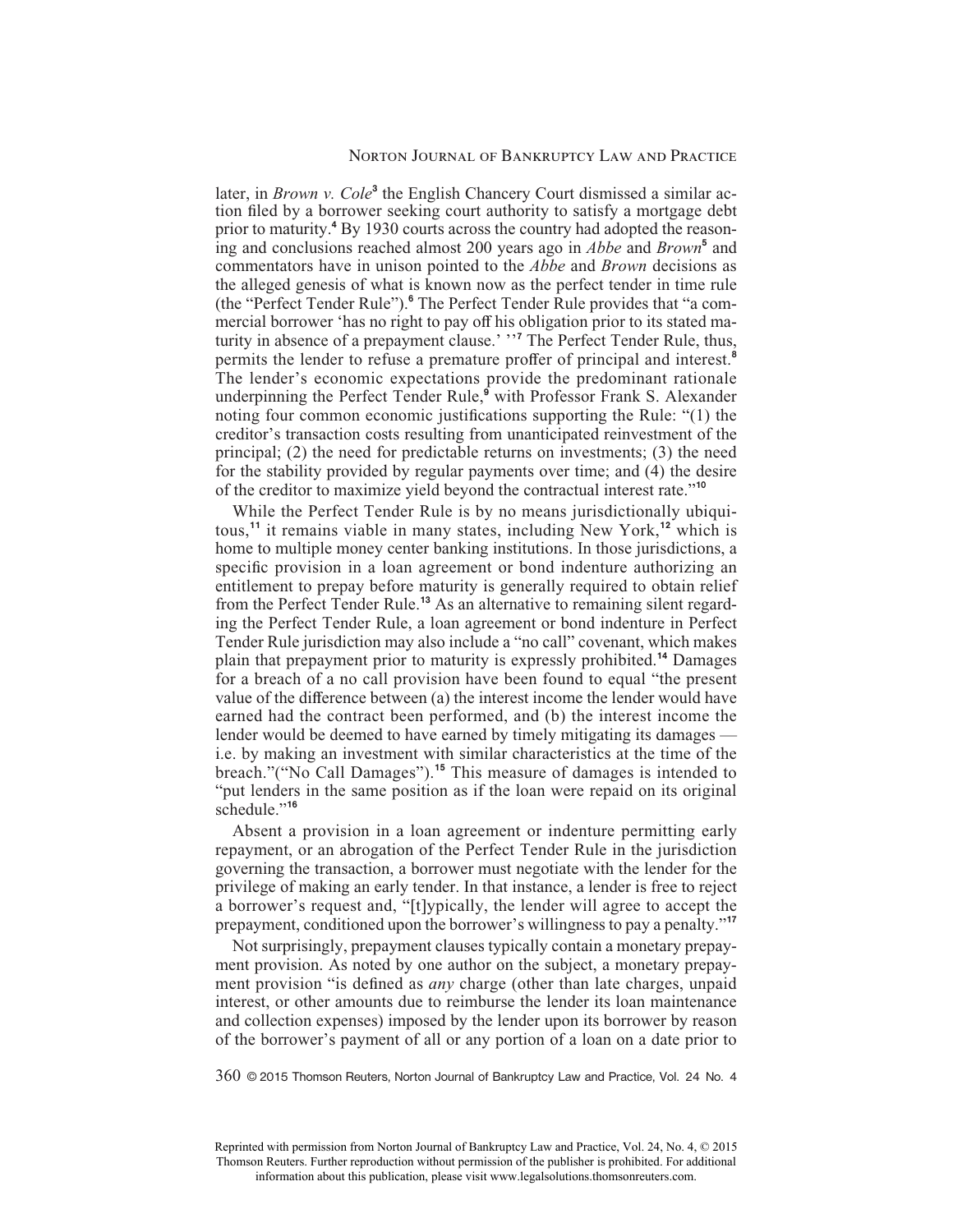later, in *Brown v. Cole*[3] the English Chancery Court dismissed a similar action filed by a borrower seeking court authority to satisfy a mortgage debt prior to maturity.[4] By 1930 courts across the country had adopted the reasoning and conclusions reached almost 200 years ago in *Abbe* and *Brown*[5] and commentators have in unison pointed to the *Abbe* and *Brown* decisions as the alleged genesis of what is known now as the perfect tender in time rule (the "Perfect Tender Rule").[6] The Perfect Tender Rule provides that "a commercial borrower 'has no right to pay off his obligation prior to its stated maturity in absence of a prepayment clause.' "[7] The Perfect Tender Rule, thus, permits the lender to refuse a premature proffer of principal and interest.[8] The lender's economic expectations provide the predominant rationale underpinning the Perfect Tender Rule,[9] with Professor Frank S. Alexander noting four common economic justifications supporting the Rule: "(1) the creditor's transaction costs resulting from unanticipated reinvestment of the principal; (2) the need for predictable returns on investments; (3) the need for the stability provided by regular payments over time; and (4) the desire of the creditor to maximize yield beyond the contractual interest rate."[10]

While the Perfect Tender Rule is by no means jurisdictionally ubiquitous,[11] it remains viable in many states, including New York,[12] which is home to multiple money center banking institutions. In those jurisdictions, a specific provision in a loan agreement or bond indenture authorizing an entitlement to prepay before maturity is generally required to obtain relief from the Perfect Tender Rule.[13] As an alternative to remaining silent regarding the Perfect Tender Rule, a loan agreement or bond indenture in Perfect Tender Rule jurisdiction may also include a "no call" covenant, which makes plain that prepayment prior to maturity is expressly prohibited.[14] Damages for a breach of a no call provision have been found to equal "the present value of the difference between (a) the interest income the lender would have earned had the contract been performed, and (b) the interest income the lender would be deemed to have earned by timely mitigating its damages — i.e. by making an investment with similar characteristics at the time of the breach."("No Call Damages").[15] This measure of damages is intended to "put lenders in the same position as if the loan were repaid on its original schedule."[16]

Absent a provision in a loan agreement or indenture permitting early repayment, or an abrogation of the Perfect Tender Rule in the jurisdiction governing the transaction, a borrower must negotiate with the lender for the privilege of making an early tender. In that instance, a lender is free to reject a borrower's request and, "[t]ypically, the lender will agree to accept the prepayment, conditioned upon the borrower's willingness to pay a penalty."[17]

Not surprisingly, prepayment clauses typically contain a monetary prepayment provision. As noted by one author on the subject, a monetary prepayment provision "is defined as *any* charge (other than late charges, unpaid interest, or other amounts due to reimburse the lender its loan maintenance and collection expenses) imposed by the lender upon its borrower by reason of the borrower's payment of all or any portion of a loan on a date prior to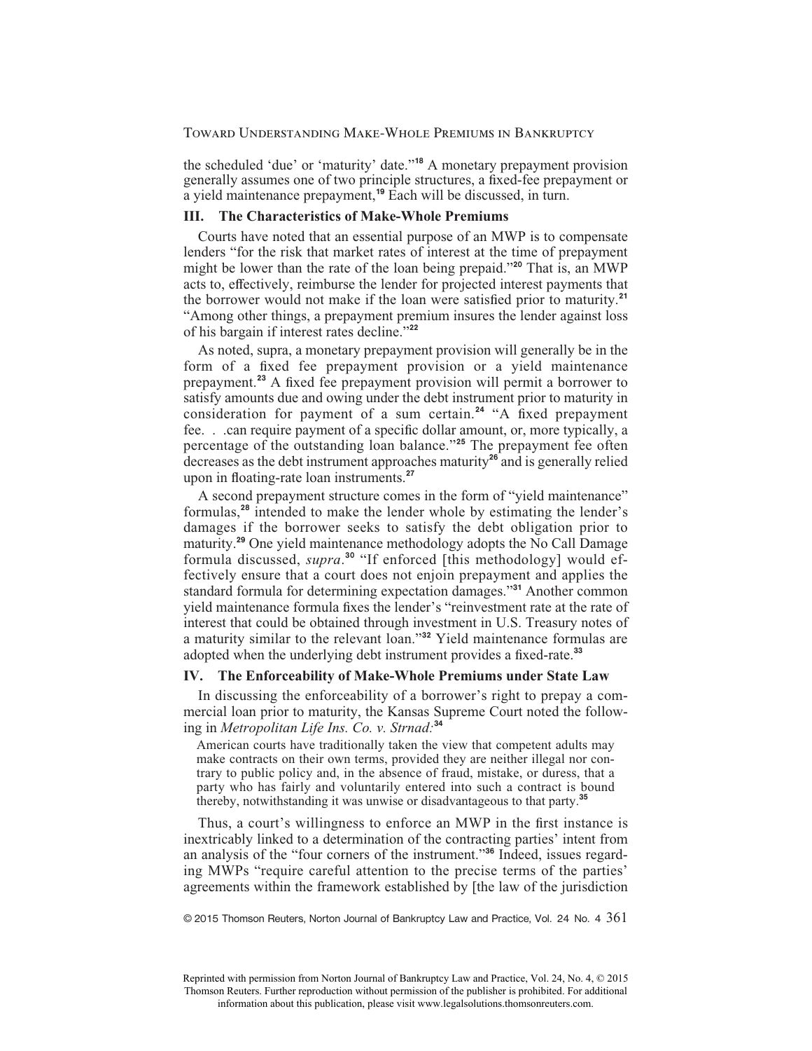the scheduled 'due' or 'maturity' date."[18] A monetary prepayment provision generally assumes one of two principle structures, a fixed-fee prepayment or a yield maintenance prepayment,[19] Each will be discussed, in turn.

## III. The Characteristics of Make-Whole Premiums

Courts have noted that an essential purpose of an MWP is to compensate lenders "for the risk that market rates of interest at the time of prepayment might be lower than the rate of the loan being prepaid."[20] That is, an MWP acts to, effectively, reimburse the lender for projected interest payments that the borrower would not make if the loan were satisfied prior to maturity.[21] "Among other things, a prepayment premium insures the lender against loss of his bargain if interest rates decline."[22]

As noted, supra, a monetary prepayment provision will generally be in the form of a fixed fee prepayment provision or a yield maintenance prepayment.[23] A fixed fee prepayment provision will permit a borrower to satisfy amounts due and owing under the debt instrument prior to maturity in consideration for payment of a sum certain.[24] "A fixed prepayment fee. . .can require payment of a specific dollar amount, or, more typically, a percentage of the outstanding loan balance."[25] The prepayment fee often decreases as the debt instrument approaches maturity[26] and is generally relied upon in floating-rate loan instruments.[27]

A second prepayment structure comes in the form of "yield maintenance" formulas,[28] intended to make the lender whole by estimating the lender's damages if the borrower seeks to satisfy the debt obligation prior to maturity.[29] One yield maintenance methodology adopts the No Call Damage formula discussed, *supra*.[30] "If enforced [this methodology] would effectively ensure that a court does not enjoin prepayment and applies the standard formula for determining expectation damages."[31] Another common yield maintenance formula fixes the lender's "reinvestment rate at the rate of interest that could be obtained through investment in U.S. Treasury notes of a maturity similar to the relevant loan."[32] Yield maintenance formulas are adopted when the underlying debt instrument provides a fixed-rate.[33]

## IV. The Enforceability of Make-Whole Premiums under State Law

In discussing the enforceability of a borrower's right to prepay a commercial loan prior to maturity, the Kansas Supreme Court noted the following in *Metropolitan Life Ins. Co. v. Strnad*:[34]

> American courts have traditionally taken the view that competent adults may make contracts on their own terms, provided they are neither illegal nor contrary to public policy and, in the absence of fraud, mistake, or duress, that a party who has fairly and voluntarily entered into such a contract is bound thereby, notwithstanding it was unwise or disadvantageous to that party.[35]

Thus, a court's willingness to enforce an MWP in the first instance is inextricably linked to a determination of the contracting parties' intent from an analysis of the "four corners of the instrument."[36] Indeed, issues regarding MWPs "require careful attention to the precise terms of the parties' agreements within the framework established by [the law of the jurisdiction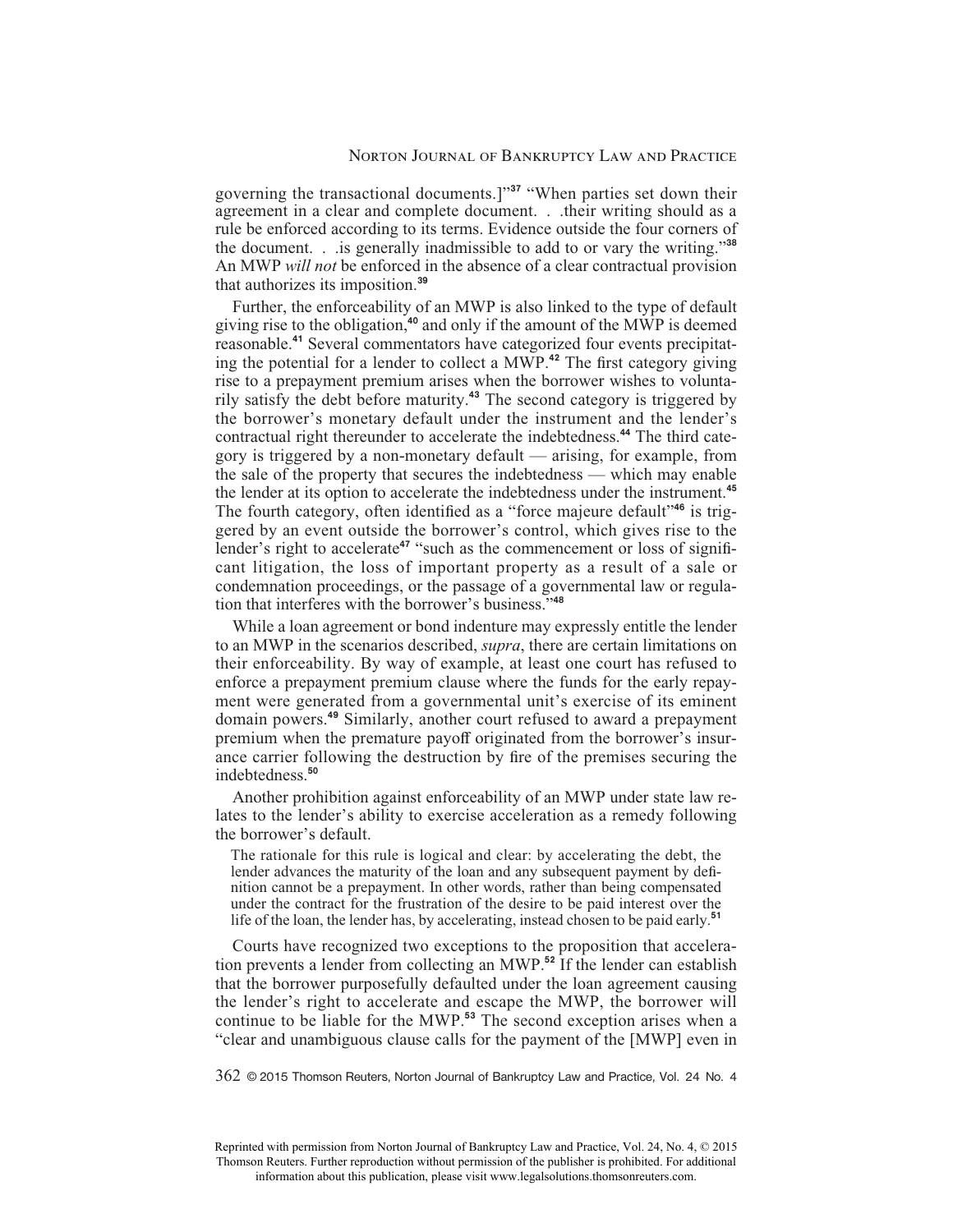governing the transactional documents.]"[37] "When parties set down their agreement in a clear and complete document. . .their writing should as a rule be enforced according to its terms. Evidence outside the four corners of the document. . .is generally inadmissible to add to or vary the writing."[38] An MWP *will not* be enforced in the absence of a clear contractual provision that authorizes its imposition.[39]

Further, the enforceability of an MWP is also linked to the type of default giving rise to the obligation,[40] and only if the amount of the MWP is deemed reasonable.[41] Several commentators have categorized four events precipitating the potential for a lender to collect a MWP.[42] The first category giving rise to a prepayment premium arises when the borrower wishes to voluntarily satisfy the debt before maturity.[43] The second category is triggered by the borrower's monetary default under the instrument and the lender's contractual right thereunder to accelerate the indebtedness.[44] The third category is triggered by a non-monetary default — arising, for example, from the sale of the property that secures the indebtedness — which may enable the lender at its option to accelerate the indebtedness under the instrument.[45] The fourth category, often identified as a "force majeure default"[46] is triggered by an event outside the borrower's control, which gives rise to the lender's right to accelerate[47] "such as the commencement or loss of significant litigation, the loss of important property as a result of a sale or condemnation proceedings, or the passage of a governmental law or regulation that interferes with the borrower's business."[48]

While a loan agreement or bond indenture may expressly entitle the lender to an MWP in the scenarios described, *supra*, there are certain limitations on their enforceability. By way of example, at least one court has refused to enforce a prepayment premium clause where the funds for the early repayment were generated from a governmental unit's exercise of its eminent domain powers.[49] Similarly, another court refused to award a prepayment premium when the premature payoff originated from the borrower's insurance carrier following the destruction by fire of the premises securing the indebtedness.[50]

Another prohibition against enforceability of an MWP under state law relates to the lender's ability to exercise acceleration as a remedy following the borrower's default.

> The rationale for this rule is logical and clear: by accelerating the debt, the lender advances the maturity of the loan and any subsequent payment by definition cannot be a prepayment. In other words, rather than being compensated under the contract for the frustration of the desire to be paid interest over the life of the loan, the lender has, by accelerating, instead chosen to be paid early.[51]

Courts have recognized two exceptions to the proposition that acceleration prevents a lender from collecting an MWP.[52] If the lender can establish that the borrower purposefully defaulted under the loan agreement causing the lender's right to accelerate and escape the MWP, the borrower will continue to be liable for the MWP.[53] The second exception arises when a "clear and unambiguous clause calls for the payment of the [MWP] even in

Reprinted with permission from Norton Journal of Bankruptcy Law and Practice, Vol. 24, No. 4, © 2015 Thomson Reuters. Further reproduction without permission of the publisher is prohibited. For additional information about this publication, please visit www.legalsolutions.thomsonreuters.com.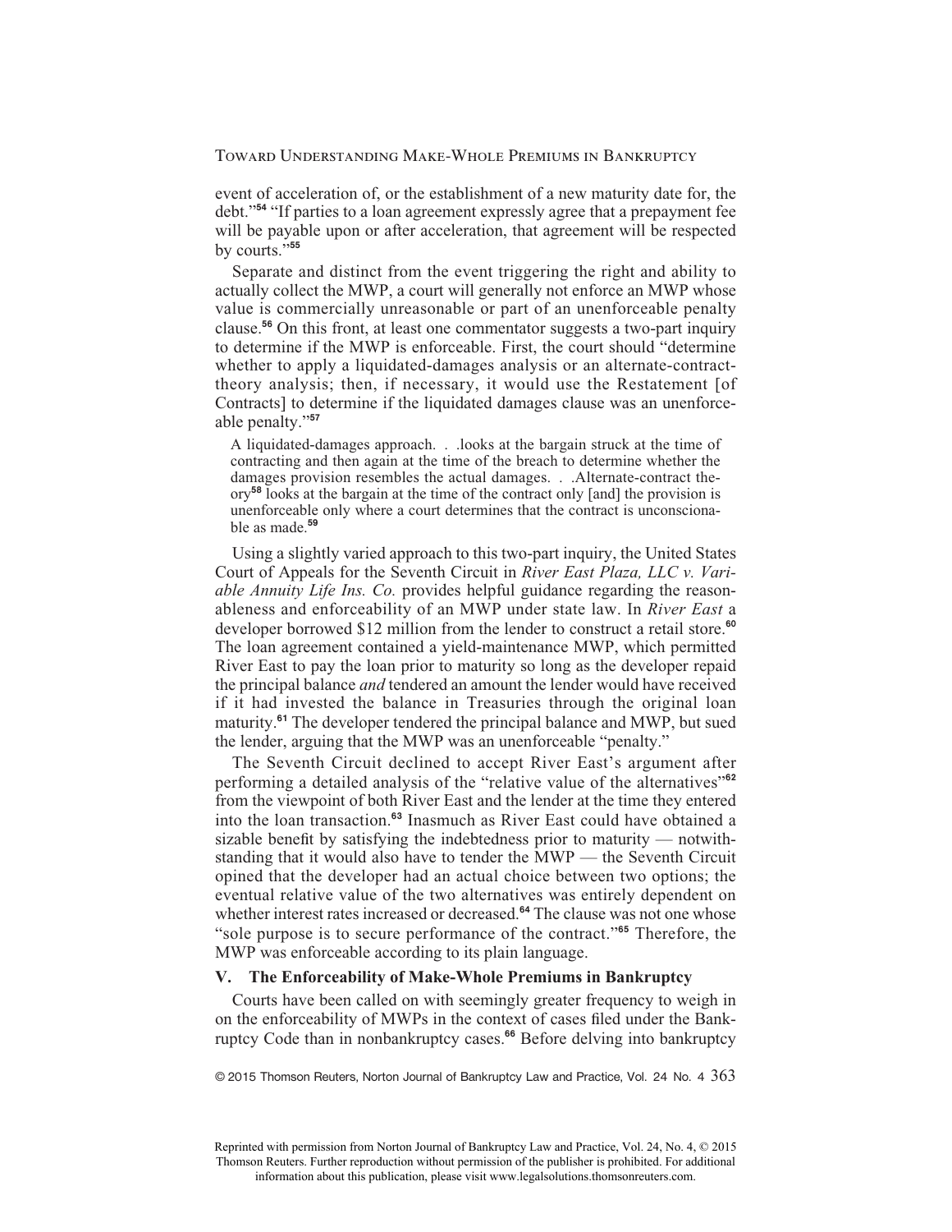event of acceleration of, or the establishment of a new maturity date for, the debt."[54] "If parties to a loan agreement expressly agree that a prepayment fee will be payable upon or after acceleration, that agreement will be respected by courts."[55]

Separate and distinct from the event triggering the right and ability to actually collect the MWP, a court will generally not enforce an MWP whose value is commercially unreasonable or part of an unenforceable penalty clause.[56] On this front, at least one commentator suggests a two-part inquiry to determine if the MWP is enforceable. First, the court should "determine whether to apply a liquidated-damages analysis or an alternate-contract-theory analysis; then, if necessary, it would use the Restatement [of Contracts] to determine if the liquidated damages clause was an unenforceable penalty."[57]

> A liquidated-damages approach. . .looks at the bargain struck at the time of contracting and then again at the time of the breach to determine whether the damages provision resembles the actual damages. . .Alternate-contract theory[58] looks at the bargain at the time of the contract only [and] the provision is unenforceable only where a court determines that the contract is unconscionable as made.[59]

Using a slightly varied approach to this two-part inquiry, the United States Court of Appeals for the Seventh Circuit in *River East Plaza, LLC v. Variable Annuity Life Ins. Co.* provides helpful guidance regarding the reasonableness and enforceability of an MWP under state law. In *River East* a developer borrowed $12 million from the lender to construct a retail store.[60] The loan agreement contained a yield-maintenance MWP, which permitted River East to pay the loan prior to maturity so long as the developer repaid the principal balance *and* tendered an amount the lender would have received if it had invested the balance in Treasuries through the original loan maturity.[61] The developer tendered the principal balance and MWP, but sued the lender, arguing that the MWP was an unenforceable "penalty."

The Seventh Circuit declined to accept River East's argument after performing a detailed analysis of the "relative value of the alternatives"[62] from the viewpoint of both River East and the lender at the time they entered into the loan transaction.[63] Inasmuch as River East could have obtained a sizable benefit by satisfying the indebtedness prior to maturity — notwithstanding that it would also have to tender the MWP — the Seventh Circuit opined that the developer had an actual choice between two options; the eventual relative value of the two alternatives was entirely dependent on whether interest rates increased or decreased.[64] The clause was not one whose "sole purpose is to secure performance of the contract."[65] Therefore, the MWP was enforceable according to its plain language.

## V. The Enforceability of Make-Whole Premiums in Bankruptcy

Courts have been called on with seemingly greater frequency to weigh in on the enforceability of MWPs in the context of cases filed under the Bankruptcy Code than in nonbankruptcy cases.[66] Before delving into bankruptcy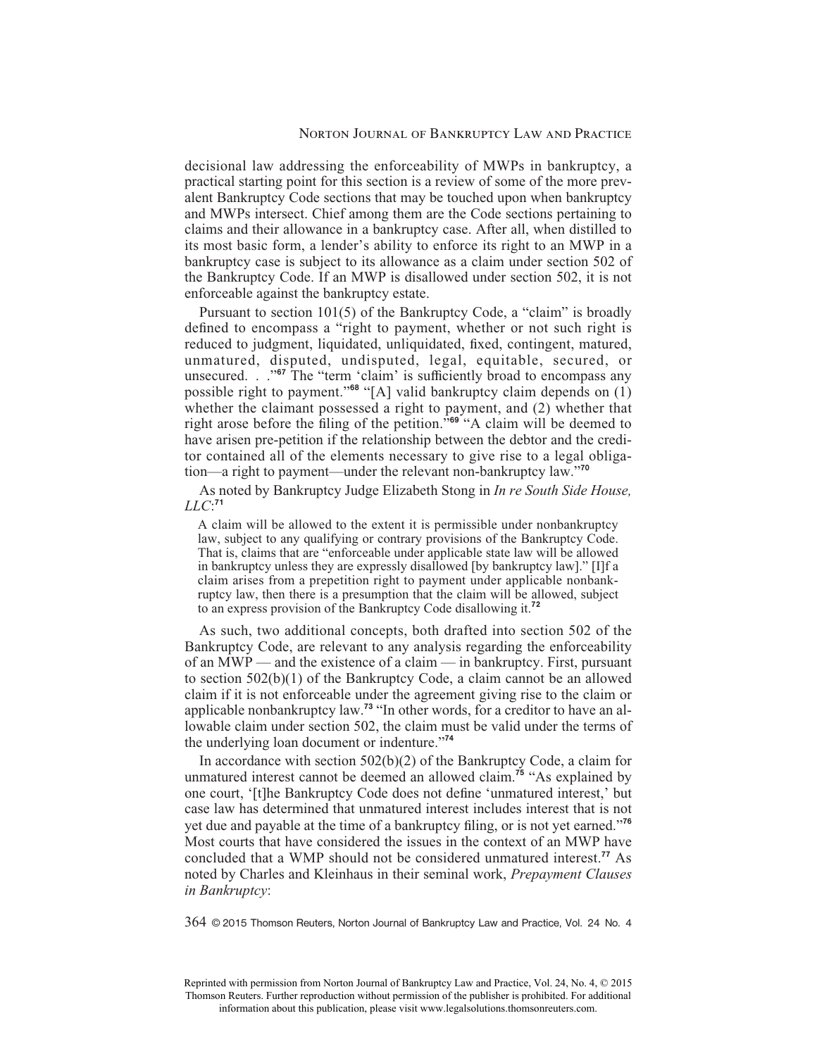decisional law addressing the enforceability of MWPs in bankruptcy, a practical starting point for this section is a review of some of the more prevalent Bankruptcy Code sections that may be touched upon when bankruptcy and MWPs intersect. Chief among them are the Code sections pertaining to claims and their allowance in a bankruptcy case. After all, when distilled to its most basic form, a lender's ability to enforce its right to an MWP in a bankruptcy case is subject to its allowance as a claim under section 502 of the Bankruptcy Code. If an MWP is disallowed under section 502, it is not enforceable against the bankruptcy estate.

Pursuant to section 101(5) of the Bankruptcy Code, a "claim" is broadly defined to encompass a "right to payment, whether or not such right is reduced to judgment, liquidated, unliquidated, fixed, contingent, matured, unmatured, disputed, undisputed, legal, equitable, secured, or unsecured. . ."[67] The "term 'claim' is sufficiently broad to encompass any possible right to payment."[68] "[A] valid bankruptcy claim depends on (1) whether the claimant possessed a right to payment, and (2) whether that right arose before the filing of the petition."[69] "A claim will be deemed to have arisen pre-petition if the relationship between the debtor and the creditor contained all of the elements necessary to give rise to a legal obligation—a right to payment—under the relevant non-bankruptcy law."[70]

As noted by Bankruptcy Judge Elizabeth Stong in *In re South Side House, LLC*:[71]

> A claim will be allowed to the extent it is permissible under nonbankruptcy law, subject to any qualifying or contrary provisions of the Bankruptcy Code. That is, claims that are "enforceable under applicable state law will be allowed in bankruptcy unless they are expressly disallowed [by bankruptcy law]." [I]f a claim arises from a prepetition right to payment under applicable nonbankruptcy law, then there is a presumption that the claim will be allowed, subject to an express provision of the Bankruptcy Code disallowing it.[72]

As such, two additional concepts, both drafted into section 502 of the Bankruptcy Code, are relevant to any analysis regarding the enforceability of an MWP — and the existence of a claim — in bankruptcy. First, pursuant to section 502(b)(1) of the Bankruptcy Code, a claim cannot be an allowed claim if it is not enforceable under the agreement giving rise to the claim or applicable nonbankruptcy law.[73] "In other words, for a creditor to have an allowable claim under section 502, the claim must be valid under the terms of the underlying loan document or indenture."[74]

In accordance with section 502(b)(2) of the Bankruptcy Code, a claim for unmatured interest cannot be deemed an allowed claim.[75] "As explained by one court, '[t]he Bankruptcy Code does not define 'unmatured interest,' but case law has determined that unmatured interest includes interest that is not yet due and payable at the time of a bankruptcy filing, or is not yet earned."[76] Most courts that have considered the issues in the context of an MWP have concluded that a WMP should not be considered unmatured interest.[77] As noted by Charles and Kleinhaus in their seminal work, *Prepayment Clauses in Bankruptcy*:

Reprinted with permission from Norton Journal of Bankruptcy Law and Practice, Vol. 24, No. 4, © 2015 Thomson Reuters. Further reproduction without permission of the publisher is prohibited. For additional information about this publication, please visit www.legalsolutions.thomsonreuters.com.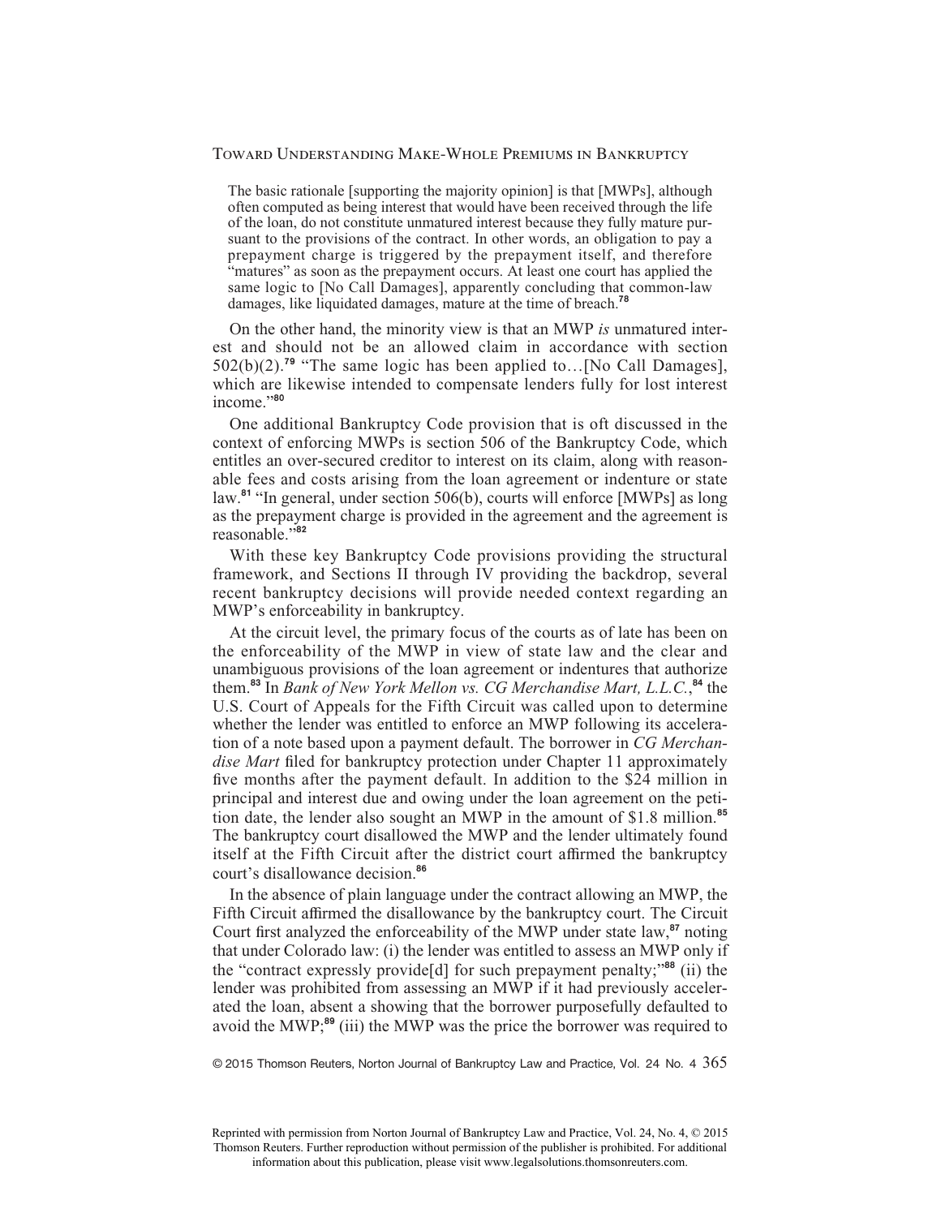> The basic rationale [supporting the majority opinion] is that [MWPs], although often computed as being interest that would have been received through the life of the loan, do not constitute unmatured interest because they fully mature pursuant to the provisions of the contract. In other words, an obligation to pay a prepayment charge is triggered by the prepayment itself, and therefore "matures" as soon as the prepayment occurs. At least one court has applied the same logic to [No Call Damages], apparently concluding that common-law damages, like liquidated damages, mature at the time of breach.[78]

On the other hand, the minority view is that an MWP *is* unmatured interest and should not be an allowed claim in accordance with section 502(b)(2).[79] "The same logic has been applied to…[No Call Damages], which are likewise intended to compensate lenders fully for lost interest income."[80]

One additional Bankruptcy Code provision that is oft discussed in the context of enforcing MWPs is section 506 of the Bankruptcy Code, which entitles an over-secured creditor to interest on its claim, along with reasonable fees and costs arising from the loan agreement or indenture or state law.[81] "In general, under section 506(b), courts will enforce [MWPs] as long as the prepayment charge is provided in the agreement and the agreement is reasonable."[82]

With these key Bankruptcy Code provisions providing the structural framework, and Sections II through IV providing the backdrop, several recent bankruptcy decisions will provide needed context regarding an MWP's enforceability in bankruptcy.

At the circuit level, the primary focus of the courts as of late has been on the enforceability of the MWP in view of state law and the clear and unambiguous provisions of the loan agreement or indentures that authorize them.[83] In *Bank of New York Mellon vs. CG Merchandise Mart, L.L.C.*,[84] the U.S. Court of Appeals for the Fifth Circuit was called upon to determine whether the lender was entitled to enforce an MWP following its acceleration of a note based upon a payment default. The borrower in *CG Merchandise Mart* filed for bankruptcy protection under Chapter 11 approximately five months after the payment default. In addition to the $24 million in principal and interest due and owing under the loan agreement on the petition date, the lender also sought an MWP in the amount of $1.8 million.[85] The bankruptcy court disallowed the MWP and the lender ultimately found itself at the Fifth Circuit after the district court affirmed the bankruptcy court's disallowance decision.[86]

In the absence of plain language under the contract allowing an MWP, the Fifth Circuit affirmed the disallowance by the bankruptcy court. The Circuit Court first analyzed the enforceability of the MWP under state law,[87] noting that under Colorado law: (i) the lender was entitled to assess an MWP only if the "contract expressly provide[d] for such prepayment penalty;"[88] (ii) the lender was prohibited from assessing an MWP if it had previously accelerated the loan, absent a showing that the borrower purposefully defaulted to avoid the MWP;[89] (iii) the MWP was the price the borrower was required to

Reprinted with permission from Norton Journal of Bankruptcy Law and Practice, Vol. 24, No. 4, © 2015 Thomson Reuters. Further reproduction without permission of the publisher is prohibited. For additional information about this publication, please visit www.legalsolutions.thomsonreuters.com.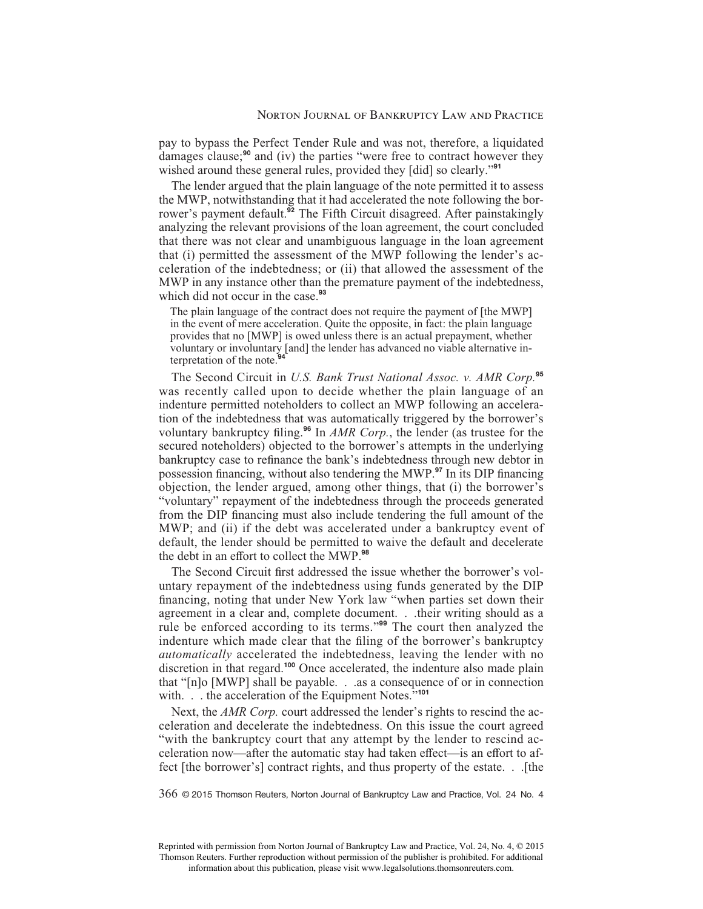pay to bypass the Perfect Tender Rule and was not, therefore, a liquidated damages clause;[90] and (iv) the parties "were free to contract however they wished around these general rules, provided they [did] so clearly."[91]

The lender argued that the plain language of the note permitted it to assess the MWP, notwithstanding that it had accelerated the note following the borrower's payment default.[92] The Fifth Circuit disagreed. After painstakingly analyzing the relevant provisions of the loan agreement, the court concluded that there was not clear and unambiguous language in the loan agreement that (i) permitted the assessment of the MWP following the lender's acceleration of the indebtedness; or (ii) that allowed the assessment of the MWP in any instance other than the premature payment of the indebtedness, which did not occur in the case.[93]

> The plain language of the contract does not require the payment of [the MWP] in the event of mere acceleration. Quite the opposite, in fact: the plain language provides that no [MWP] is owed unless there is an actual prepayment, whether voluntary or involuntary [and] the lender has advanced no viable alternative interpretation of the note.[94]

The Second Circuit in *U.S. Bank Trust National Assoc. v. AMR Corp.*[95] was recently called upon to decide whether the plain language of an indenture permitted noteholders to collect an MWP following an acceleration of the indebtedness that was automatically triggered by the borrower's voluntary bankruptcy filing.[96] In *AMR Corp.*, the lender (as trustee for the secured noteholders) objected to the borrower's attempts in the underlying bankruptcy case to refinance the bank's indebtedness through new debtor in possession financing, without also tendering the MWP.[97] In its DIP financing objection, the lender argued, among other things, that (i) the borrower's "voluntary" repayment of the indebtedness through the proceeds generated from the DIP financing must also include tendering the full amount of the MWP; and (ii) if the debt was accelerated under a bankruptcy event of default, the lender should be permitted to waive the default and decelerate the debt in an effort to collect the MWP.[98]

The Second Circuit first addressed the issue whether the borrower's voluntary repayment of the indebtedness using funds generated by the DIP financing, noting that under New York law "when parties set down their agreement in a clear and, complete document. . .their writing should as a rule be enforced according to its terms."[99] The court then analyzed the indenture which made clear that the filing of the borrower's bankruptcy *automatically* accelerated the indebtedness, leaving the lender with no discretion in that regard.[100] Once accelerated, the indenture also made plain that "[n]o [MWP] shall be payable. . .as a consequence of or in connection with. . . the acceleration of the Equipment Notes."[101]

Next, the *AMR Corp.* court addressed the lender's rights to rescind the acceleration and decelerate the indebtedness. On this issue the court agreed "with the bankruptcy court that any attempt by the lender to rescind acceleration now—after the automatic stay had taken effect—is an effort to affect [the borrower's] contract rights, and thus property of the estate. . .[the

Reprinted with permission from Norton Journal of Bankruptcy Law and Practice, Vol. 24, No. 4, © 2015 Thomson Reuters. Further reproduction without permission of the publisher is prohibited. For additional information about this publication, please visit www.legalsolutions.thomsonreuters.com.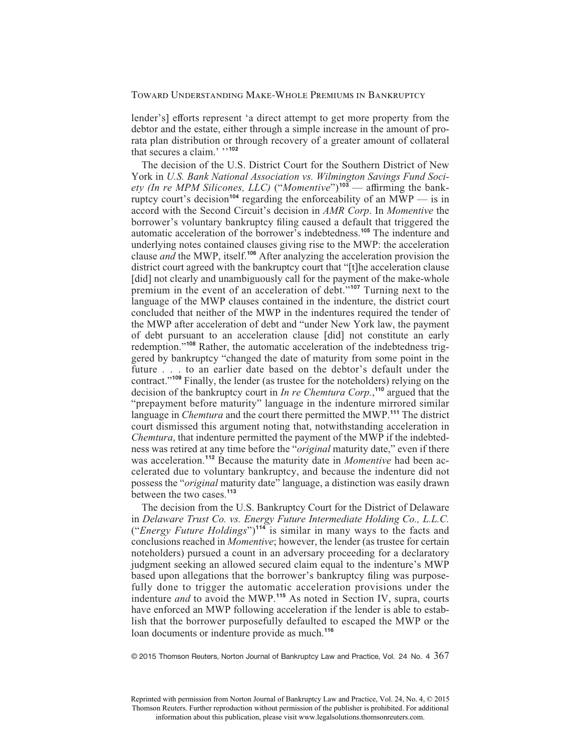lender's] efforts represent 'a direct attempt to get more property from the debtor and the estate, either through a simple increase in the amount of pro-rata plan distribution or through recovery of a greater amount of collateral that secures a claim.' ''[102]

The decision of the U.S. District Court for the Southern District of New York in *U.S. Bank National Association vs. Wilmington Savings Fund Society (In re MPM Silicones, LLC)* ("*Momentive*")[103] — affirming the bankruptcy court's decision[104] regarding the enforceability of an MWP — is in accord with the Second Circuit's decision in *AMR Corp*. In *Momentive* the borrower's voluntary bankruptcy filing caused a default that triggered the automatic acceleration of the borrower's indebtedness.[105] The indenture and underlying notes contained clauses giving rise to the MWP: the acceleration clause *and* the MWP, itself.[106] After analyzing the acceleration provision the district court agreed with the bankruptcy court that "[t]he acceleration clause [did] not clearly and unambiguously call for the payment of the make-whole premium in the event of an acceleration of debt."[107] Turning next to the language of the MWP clauses contained in the indenture, the district court concluded that neither of the MWP in the indentures required the tender of the MWP after acceleration of debt and "under New York law, the payment of debt pursuant to an acceleration clause [did] not constitute an early redemption."[108] Rather, the automatic acceleration of the indebtedness triggered by bankruptcy "changed the date of maturity from some point in the future . . . to an earlier date based on the debtor's default under the contract."[109] Finally, the lender (as trustee for the noteholders) relying on the decision of the bankruptcy court in *In re Chemtura Corp.*,[110] argued that the "prepayment before maturity" language in the indenture mirrored similar language in *Chemtura* and the court there permitted the MWP.[111] The district court dismissed this argument noting that, notwithstanding acceleration in *Chemtura*, that indenture permitted the payment of the MWP if the indebtedness was retired at any time before the "*original* maturity date," even if there was acceleration.[112] Because the maturity date in *Momentive* had been accelerated due to voluntary bankruptcy, and because the indenture did not possess the "*original* maturity date" language, a distinction was easily drawn between the two cases.[113]

The decision from the U.S. Bankruptcy Court for the District of Delaware in *Delaware Trust Co. vs. Energy Future Intermediate Holding Co., L.L.C.* ("*Energy Future Holdings*")[114] is similar in many ways to the facts and conclusions reached in *Momentive*; however, the lender (as trustee for certain noteholders) pursued a count in an adversary proceeding for a declaratory judgment seeking an allowed secured claim equal to the indenture's MWP based upon allegations that the borrower's bankruptcy filing was purposefully done to trigger the automatic acceleration provisions under the indenture *and* to avoid the MWP.[115] As noted in Section IV, supra, courts have enforced an MWP following acceleration if the lender is able to establish that the borrower purposefully defaulted to escaped the MWP or the loan documents or indenture provide as much.[116]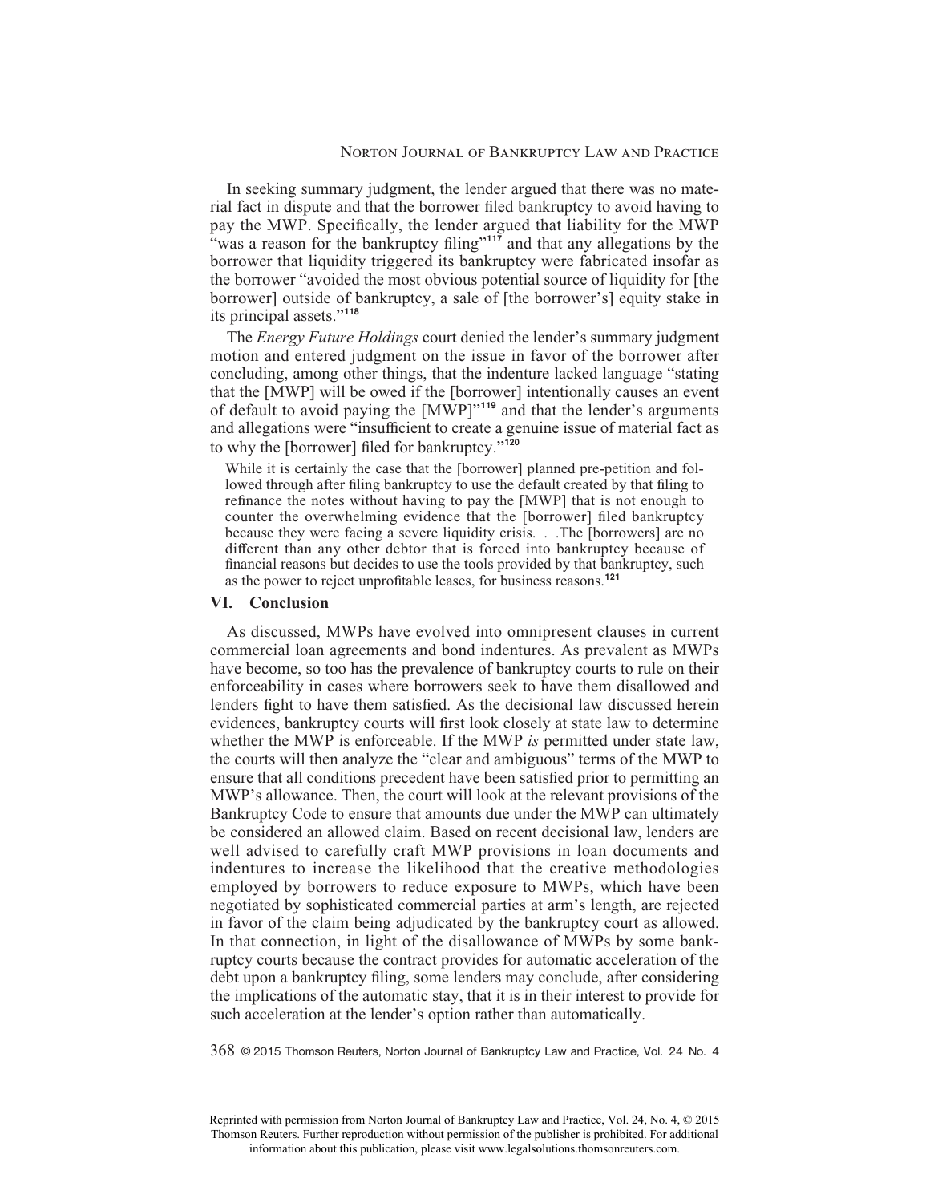In seeking summary judgment, the lender argued that there was no material fact in dispute and that the borrower filed bankruptcy to avoid having to pay the MWP. Specifically, the lender argued that liability for the MWP "was a reason for the bankruptcy filing"[117] and that any allegations by the borrower that liquidity triggered its bankruptcy were fabricated insofar as the borrower "avoided the most obvious potential source of liquidity for [the borrower] outside of bankruptcy, a sale of [the borrower's] equity stake in its principal assets."[118]

The *Energy Future Holdings* court denied the lender's summary judgment motion and entered judgment on the issue in favor of the borrower after concluding, among other things, that the indenture lacked language "stating that the [MWP] will be owed if the [borrower] intentionally causes an event of default to avoid paying the [MWP]"[119] and that the lender's arguments and allegations were "insufficient to create a genuine issue of material fact as to why the [borrower] filed for bankruptcy."[120]

> While it is certainly the case that the [borrower] planned pre-petition and followed through after filing bankruptcy to use the default created by that filing to refinance the notes without having to pay the [MWP] that is not enough to counter the overwhelming evidence that the [borrower] filed bankruptcy because they were facing a severe liquidity crisis. . .The [borrowers] are no different than any other debtor that is forced into bankruptcy because of financial reasons but decides to use the tools provided by that bankruptcy, such as the power to reject unprofitable leases, for business reasons.[121]

## VI. Conclusion

As discussed, MWPs have evolved into omnipresent clauses in current commercial loan agreements and bond indentures. As prevalent as MWPs have become, so too has the prevalence of bankruptcy courts to rule on their enforceability in cases where borrowers seek to have them disallowed and lenders fight to have them satisfied. As the decisional law discussed herein evidences, bankruptcy courts will first look closely at state law to determine whether the MWP is enforceable. If the MWP *is* permitted under state law, the courts will then analyze the "clear and ambiguous" terms of the MWP to ensure that all conditions precedent have been satisfied prior to permitting an MWP's allowance. Then, the court will look at the relevant provisions of the Bankruptcy Code to ensure that amounts due under the MWP can ultimately be considered an allowed claim. Based on recent decisional law, lenders are well advised to carefully craft MWP provisions in loan documents and indentures to increase the likelihood that the creative methodologies employed by borrowers to reduce exposure to MWPs, which have been negotiated by sophisticated commercial parties at arm's length, are rejected in favor of the claim being adjudicated by the bankruptcy court as allowed. In that connection, in light of the disallowance of MWPs by some bankruptcy courts because the contract provides for automatic acceleration of the debt upon a bankruptcy filing, some lenders may conclude, after considering the implications of the automatic stay, that it is in their interest to provide for such acceleration at the lender's option rather than automatically.

Reprinted with permission from Norton Journal of Bankruptcy Law and Practice, Vol. 24, No. 4, © 2015 Thomson Reuters. Further reproduction without permission of the publisher is prohibited. For additional information about this publication, please visit www.legalsolutions.thomsonreuters.com.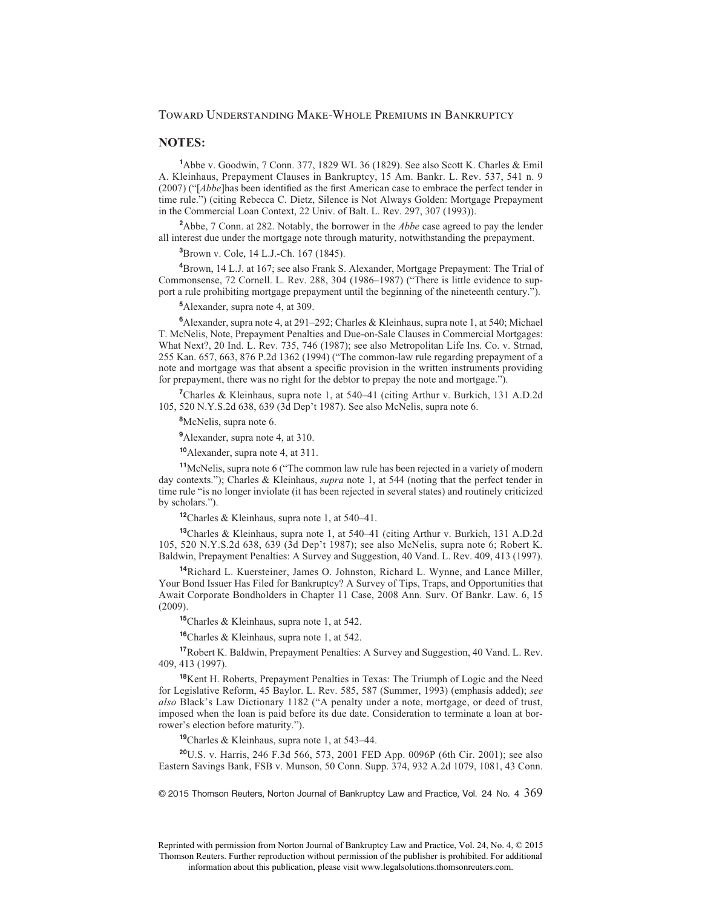## NOTES:

[1]Abbe v. Goodwin, 7 Conn. 377, 1829 WL 36 (1829). See also Scott K. Charles & Emil A. Kleinhaus, Prepayment Clauses in Bankruptcy, 15 Am. Bankr. L. Rev. 537, 541 n. 9 (2007) ("[*Abbe*]has been identified as the first American case to embrace the perfect tender in time rule.") (citing Rebecca C. Dietz, Silence is Not Always Golden: Mortgage Prepayment in the Commercial Loan Context, 22 Univ. of Balt. L. Rev. 297, 307 (1993)).

[2]Abbe, 7 Conn. at 282. Notably, the borrower in the *Abbe* case agreed to pay the lender all interest due under the mortgage note through maturity, notwithstanding the prepayment.

[3]Brown v. Cole, 14 L.J.-Ch. 167 (1845).

[4]Brown, 14 L.J. at 167; see also Frank S. Alexander, Mortgage Prepayment: The Trial of Commonsense, 72 Cornell. L. Rev. 288, 304 (1986–1987) ("There is little evidence to support a rule prohibiting mortgage prepayment until the beginning of the nineteenth century.").

[5]Alexander, supra note 4, at 309.

[6]Alexander, supra note 4, at 291–292; Charles & Kleinhaus, supra note 1, at 540; Michael T. McNelis, Note, Prepayment Penalties and Due-on-Sale Clauses in Commercial Mortgages: What Next?, 20 Ind. L. Rev. 735, 746 (1987); see also Metropolitan Life Ins. Co. v. Strnad, 255 Kan. 657, 663, 876 P.2d 1362 (1994) ("The common-law rule regarding prepayment of a note and mortgage was that absent a specific provision in the written instruments providing for prepayment, there was no right for the debtor to prepay the note and mortgage.").

[7]Charles & Kleinhaus, supra note 1, at 540–41 (citing Arthur v. Burkich, 131 A.D.2d 105, 520 N.Y.S.2d 638, 639 (3d Dep't 1987). See also McNelis, supra note 6.

[8]McNelis, supra note 6.

[9]Alexander, supra note 4, at 310.

[10]Alexander, supra note 4, at 311.

[11]McNelis, supra note 6 ("The common law rule has been rejected in a variety of modern day contexts."); Charles & Kleinhaus, *supra* note 1, at 544 (noting that the perfect tender in time rule "is no longer inviolate (it has been rejected in several states) and routinely criticized by scholars.").

[12]Charles & Kleinhaus, supra note 1, at 540–41.

[13]Charles & Kleinhaus, supra note 1, at 540–41 (citing Arthur v. Burkich, 131 A.D.2d 105, 520 N.Y.S.2d 638, 639 (3d Dep't 1987); see also McNelis, supra note 6; Robert K. Baldwin, Prepayment Penalties: A Survey and Suggestion, 40 Vand. L. Rev. 409, 413 (1997).

[14]Richard L. Kuersteiner, James O. Johnston, Richard L. Wynne, and Lance Miller, Your Bond Issuer Has Filed for Bankruptcy? A Survey of Tips, Traps, and Opportunities that Await Corporate Bondholders in Chapter 11 Case, 2008 Ann. Surv. Of Bankr. Law. 6, 15 (2009).

[15]Charles & Kleinhaus, supra note 1, at 542.

[16]Charles & Kleinhaus, supra note 1, at 542.

[17]Robert K. Baldwin, Prepayment Penalties: A Survey and Suggestion, 40 Vand. L. Rev. 409, 413 (1997).

[18]Kent H. Roberts, Prepayment Penalties in Texas: The Triumph of Logic and the Need for Legislative Reform, 45 Baylor. L. Rev. 585, 587 (Summer, 1993) (emphasis added); *see also* Black's Law Dictionary 1182 ("A penalty under a note, mortgage, or deed of trust, imposed when the loan is paid before its due date. Consideration to terminate a loan at borrower's election before maturity.").

[19]Charles & Kleinhaus, supra note 1, at 543–44.

[20]U.S. v. Harris, 246 F.3d 566, 573, 2001 FED App. 0096P (6th Cir. 2001); see also Eastern Savings Bank, FSB v. Munson, 50 Conn. Supp. 374, 932 A.2d 1079, 1081, 43 Conn.

Reprinted with permission from Norton Journal of Bankruptcy Law and Practice, Vol. 24, No. 4, © 2015 Thomson Reuters. Further reproduction without permission of the publisher is prohibited. For additional information about this publication, please visit www.legalsolutions.thomsonreuters.com.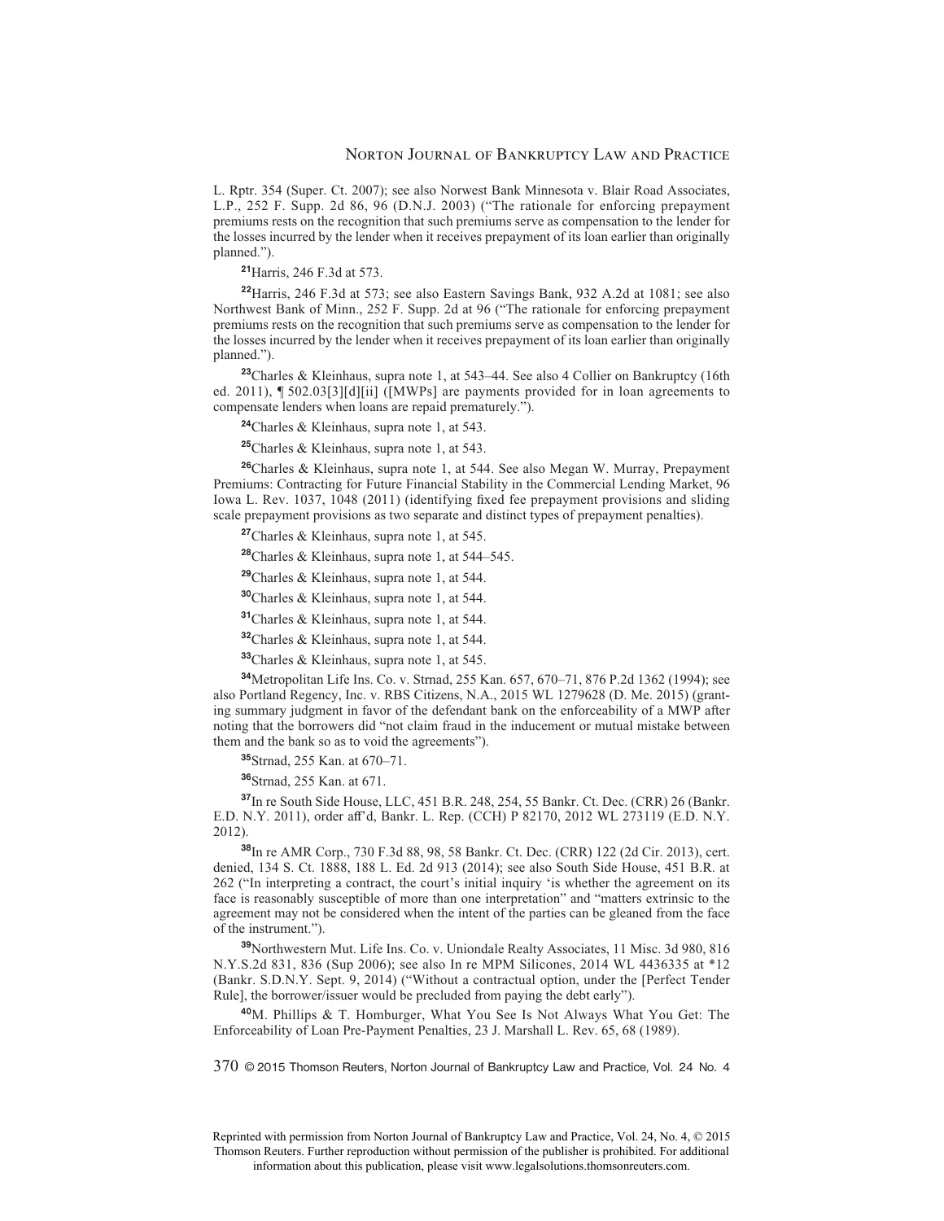L. Rptr. 354 (Super. Ct. 2007); see also Norwest Bank Minnesota v. Blair Road Associates, L.P., 252 F. Supp. 2d 86, 96 (D.N.J. 2003) ("The rationale for enforcing prepayment premiums rests on the recognition that such premiums serve as compensation to the lender for the losses incurred by the lender when it receives prepayment of its loan earlier than originally planned.").

[21]Harris, 246 F.3d at 573.

[22]Harris, 246 F.3d at 573; see also Eastern Savings Bank, 932 A.2d at 1081; see also Northwest Bank of Minn., 252 F. Supp. 2d at 96 ("The rationale for enforcing prepayment premiums rests on the recognition that such premiums serve as compensation to the lender for the losses incurred by the lender when it receives prepayment of its loan earlier than originally planned.").

[23]Charles & Kleinhaus, supra note 1, at 543–44. See also 4 Collier on Bankruptcy (16th ed. 2011), ¶ 502.03[3][d][ii] ([MWPs] are payments provided for in loan agreements to compensate lenders when loans are repaid prematurely.").

[24]Charles & Kleinhaus, supra note 1, at 543.

[25]Charles & Kleinhaus, supra note 1, at 543.

[26]Charles & Kleinhaus, supra note 1, at 544. See also Megan W. Murray, Prepayment Premiums: Contracting for Future Financial Stability in the Commercial Lending Market, 96 Iowa L. Rev. 1037, 1048 (2011) (identifying fixed fee prepayment provisions and sliding scale prepayment provisions as two separate and distinct types of prepayment penalties).

[27]Charles & Kleinhaus, supra note 1, at 545.

[28]Charles & Kleinhaus, supra note 1, at 544–545.

[29]Charles & Kleinhaus, supra note 1, at 544.

[30]Charles & Kleinhaus, supra note 1, at 544.

[31]Charles & Kleinhaus, supra note 1, at 544.

[32]Charles & Kleinhaus, supra note 1, at 544.

[33]Charles & Kleinhaus, supra note 1, at 545.

[34]Metropolitan Life Ins. Co. v. Strnad, 255 Kan. 657, 670–71, 876 P.2d 1362 (1994); see also Portland Regency, Inc. v. RBS Citizens, N.A., 2015 WL 1279628 (D. Me. 2015) (granting summary judgment in favor of the defendant bank on the enforceability of a MWP after noting that the borrowers did "not claim fraud in the inducement or mutual mistake between them and the bank so as to void the agreements").

[35]Strnad, 255 Kan. at 670–71.

[36]Strnad, 255 Kan. at 671.

[37]In re South Side House, LLC, 451 B.R. 248, 254, 55 Bankr. Ct. Dec. (CRR) 26 (Bankr. E.D. N.Y. 2011), order aff'd, Bankr. L. Rep. (CCH) P 82170, 2012 WL 273119 (E.D. N.Y. 2012).

[38]In re AMR Corp., 730 F.3d 88, 98, 58 Bankr. Ct. Dec. (CRR) 122 (2d Cir. 2013), cert. denied, 134 S. Ct. 1888, 188 L. Ed. 2d 913 (2014); see also South Side House, 451 B.R. at 262 ("In interpreting a contract, the court's initial inquiry 'is whether the agreement on its face is reasonably susceptible of more than one interpretation" and "matters extrinsic to the agreement may not be considered when the intent of the parties can be gleaned from the face of the instrument.").

[39]Northwestern Mut. Life Ins. Co. v. Uniondale Realty Associates, 11 Misc. 3d 980, 816 N.Y.S.2d 831, 836 (Sup 2006); see also In re MPM Silicones, 2014 WL 4436335 at *12 (Bankr. S.D.N.Y. Sept. 9, 2014) ("Without a contractual option, under the [Perfect Tender Rule], the borrower/issuer would be precluded from paying the debt early").

[40]M. Phillips & T. Homburger, What You See Is Not Always What You Get: The Enforceability of Loan Pre-Payment Penalties, 23 J. Marshall L. Rev. 65, 68 (1989).

Reprinted with permission from Norton Journal of Bankruptcy Law and Practice, Vol. 24, No. 4, © 2015 Thomson Reuters. Further reproduction without permission of the publisher is prohibited. For additional information about this publication, please visit www.legalsolutions.thomsonreuters.com.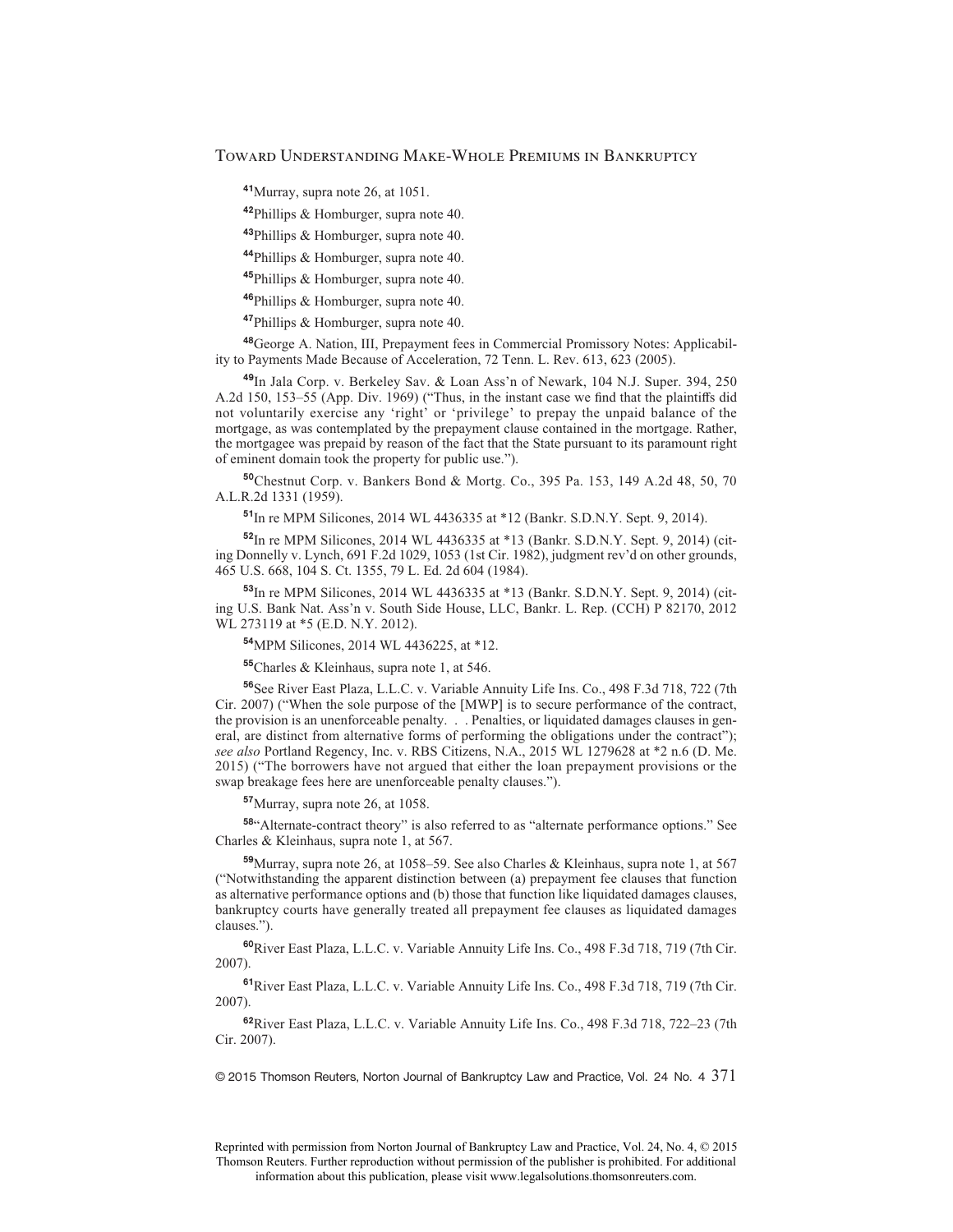[41]Murray, supra note 26, at 1051.

[42]Phillips & Homburger, supra note 40.

[43]Phillips & Homburger, supra note 40.

[44]Phillips & Homburger, supra note 40.

[45]Phillips & Homburger, supra note 40.

[46]Phillips & Homburger, supra note 40.

[47]Phillips & Homburger, supra note 40.

[48]George A. Nation, III, Prepayment fees in Commercial Promissory Notes: Applicability to Payments Made Because of Acceleration, 72 Tenn. L. Rev. 613, 623 (2005).

[49]In Jala Corp. v. Berkeley Sav. & Loan Ass'n of Newark, 104 N.J. Super. 394, 250 A.2d 150, 153–55 (App. Div. 1969) ("Thus, in the instant case we find that the plaintiffs did not voluntarily exercise any 'right' or 'privilege' to prepay the unpaid balance of the mortgage, as was contemplated by the prepayment clause contained in the mortgage. Rather, the mortgagee was prepaid by reason of the fact that the State pursuant to its paramount right of eminent domain took the property for public use.").

[50]Chestnut Corp. v. Bankers Bond & Mortg. Co., 395 Pa. 153, 149 A.2d 48, 50, 70 A.L.R.2d 1331 (1959).

[51]In re MPM Silicones, 2014 WL 4436335 at *12 (Bankr. S.D.N.Y. Sept. 9, 2014).

[52]In re MPM Silicones, 2014 WL 4436335 at *13 (Bankr. S.D.N.Y. Sept. 9, 2014) (citing Donnelly v. Lynch, 691 F.2d 1029, 1053 (1st Cir. 1982), judgment rev'd on other grounds, 465 U.S. 668, 104 S. Ct. 1355, 79 L. Ed. 2d 604 (1984).

[53]In re MPM Silicones, 2014 WL 4436335 at *13 (Bankr. S.D.N.Y. Sept. 9, 2014) (citing U.S. Bank Nat. Ass'n v. South Side House, LLC, Bankr. L. Rep. (CCH) P 82170, 2012 WL 273119 at *5 (E.D. N.Y. 2012).

[54]MPM Silicones, 2014 WL 4436225, at *12.

[55]Charles & Kleinhaus, supra note 1, at 546.

[56]See River East Plaza, L.L.C. v. Variable Annuity Life Ins. Co., 498 F.3d 718, 722 (7th Cir. 2007) ("When the sole purpose of the [MWP] is to secure performance of the contract, the provision is an unenforceable penalty. . . Penalties, or liquidated damages clauses in general, are distinct from alternative forms of performing the obligations under the contract"); *see also* Portland Regency, Inc. v. RBS Citizens, N.A., 2015 WL 1279628 at *2 n.6 (D. Me. 2015) ("The borrowers have not argued that either the loan prepayment provisions or the swap breakage fees here are unenforceable penalty clauses.").

[57]Murray, supra note 26, at 1058.

[58]"Alternate-contract theory" is also referred to as "alternate performance options." See Charles & Kleinhaus, supra note 1, at 567.

[59]Murray, supra note 26, at 1058–59. See also Charles & Kleinhaus, supra note 1, at 567 ("Notwithstanding the apparent distinction between (a) prepayment fee clauses that function as alternative performance options and (b) those that function like liquidated damages clauses, bankruptcy courts have generally treated all prepayment fee clauses as liquidated damages clauses.").

[60]River East Plaza, L.L.C. v. Variable Annuity Life Ins. Co., 498 F.3d 718, 719 (7th Cir. 2007).

[61]River East Plaza, L.L.C. v. Variable Annuity Life Ins. Co., 498 F.3d 718, 719 (7th Cir. 2007).

[62]River East Plaza, L.L.C. v. Variable Annuity Life Ins. Co., 498 F.3d 718, 722–23 (7th Cir. 2007).

Reprinted with permission from Norton Journal of Bankruptcy Law and Practice, Vol. 24, No. 4, © 2015 Thomson Reuters. Further reproduction without permission of the publisher is prohibited. For additional information about this publication, please visit www.legalsolutions.thomsonreuters.com.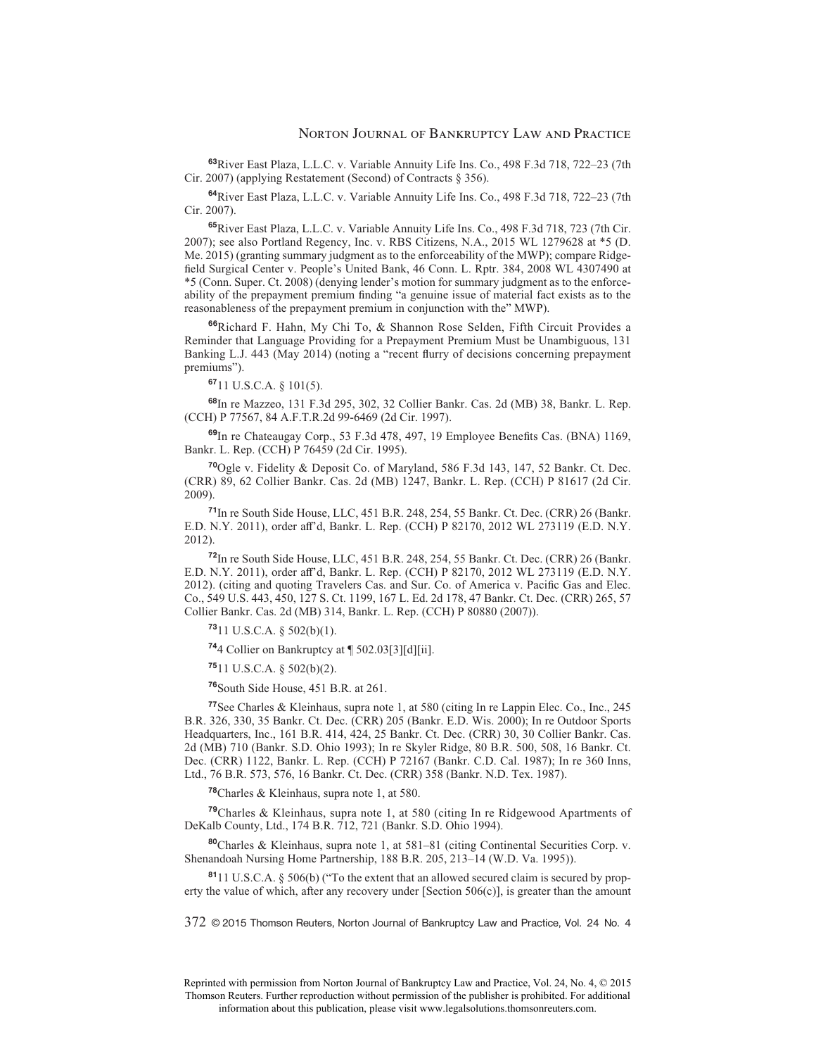[63]River East Plaza, L.L.C. v. Variable Annuity Life Ins. Co., 498 F.3d 718, 722–23 (7th Cir. 2007) (applying Restatement (Second) of Contracts § 356).

[64]River East Plaza, L.L.C. v. Variable Annuity Life Ins. Co., 498 F.3d 718, 722–23 (7th Cir. 2007).

[65]River East Plaza, L.L.C. v. Variable Annuity Life Ins. Co., 498 F.3d 718, 723 (7th Cir. 2007); see also Portland Regency, Inc. v. RBS Citizens, N.A., 2015 WL 1279628 at *5 (D. Me. 2015) (granting summary judgment as to the enforceability of the MWP); compare Ridgefield Surgical Center v. People's United Bank, 46 Conn. L. Rptr. 384, 2008 WL 4307490 at *5 (Conn. Super. Ct. 2008) (denying lender's motion for summary judgment as to the enforceability of the prepayment premium finding "a genuine issue of material fact exists as to the reasonableness of the prepayment premium in conjunction with the" MWP).

[66]Richard F. Hahn, My Chi To, & Shannon Rose Selden, Fifth Circuit Provides a Reminder that Language Providing for a Prepayment Premium Must be Unambiguous, 131 Banking L.J. 443 (May 2014) (noting a "recent flurry of decisions concerning prepayment premiums").

[67]11 U.S.C.A. § 101(5).

[68]In re Mazzeo, 131 F.3d 295, 302, 32 Collier Bankr. Cas. 2d (MB) 38, Bankr. L. Rep. (CCH) P 77567, 84 A.F.T.R.2d 99-6469 (2d Cir. 1997).

[69]In re Chateaugay Corp., 53 F.3d 478, 497, 19 Employee Benefits Cas. (BNA) 1169, Bankr. L. Rep. (CCH) P 76459 (2d Cir. 1995).

[70]Ogle v. Fidelity & Deposit Co. of Maryland, 586 F.3d 143, 147, 52 Bankr. Ct. Dec. (CRR) 89, 62 Collier Bankr. Cas. 2d (MB) 1247, Bankr. L. Rep. (CCH) P 81617 (2d Cir. 2009).

[71]In re South Side House, LLC, 451 B.R. 248, 254, 55 Bankr. Ct. Dec. (CRR) 26 (Bankr. E.D. N.Y. 2011), order aff'd, Bankr. L. Rep. (CCH) P 82170, 2012 WL 273119 (E.D. N.Y. 2012).

[72]In re South Side House, LLC, 451 B.R. 248, 254, 55 Bankr. Ct. Dec. (CRR) 26 (Bankr. E.D. N.Y. 2011), order aff'd, Bankr. L. Rep. (CCH) P 82170, 2012 WL 273119 (E.D. N.Y. 2012). (citing and quoting Travelers Cas. and Sur. Co. of America v. Pacific Gas and Elec. Co., 549 U.S. 443, 450, 127 S. Ct. 1199, 167 L. Ed. 2d 178, 47 Bankr. Ct. Dec. (CRR) 265, 57 Collier Bankr. Cas. 2d (MB) 314, Bankr. L. Rep. (CCH) P 80880 (2007)).

[73]11 U.S.C.A. § 502(b)(1).

[74]4 Collier on Bankruptcy at ¶ 502.03[3][d][ii].

[75]11 U.S.C.A. § 502(b)(2).

[76]South Side House, 451 B.R. at 261.

[77]See Charles & Kleinhaus, supra note 1, at 580 (citing In re Lappin Elec. Co., Inc., 245 B.R. 326, 330, 35 Bankr. Ct. Dec. (CRR) 205 (Bankr. E.D. Wis. 2000); In re Outdoor Sports Headquarters, Inc., 161 B.R. 414, 424, 25 Bankr. Ct. Dec. (CRR) 30, 30 Collier Bankr. Cas. 2d (MB) 710 (Bankr. S.D. Ohio 1993); In re Skyler Ridge, 80 B.R. 500, 508, 16 Bankr. Ct. Dec. (CRR) 1122, Bankr. L. Rep. (CCH) P 72167 (Bankr. C.D. Cal. 1987); In re 360 Inns, Ltd., 76 B.R. 573, 576, 16 Bankr. Ct. Dec. (CRR) 358 (Bankr. N.D. Tex. 1987).

[78]Charles & Kleinhaus, supra note 1, at 580.

[79]Charles & Kleinhaus, supra note 1, at 580 (citing In re Ridgewood Apartments of DeKalb County, Ltd., 174 B.R. 712, 721 (Bankr. S.D. Ohio 1994).

[80]Charles & Kleinhaus, supra note 1, at 581–81 (citing Continental Securities Corp. v. Shenandoah Nursing Home Partnership, 188 B.R. 205, 213–14 (W.D. Va. 1995)).

[81]11 U.S.C.A. § 506(b) ("To the extent that an allowed secured claim is secured by property the value of which, after any recovery under [Section 506(c)], is greater than the amount

Reprinted with permission from Norton Journal of Bankruptcy Law and Practice, Vol. 24, No. 4, © 2015 Thomson Reuters. Further reproduction without permission of the publisher is prohibited. For additional information about this publication, please visit www.legalsolutions.thomsonreuters.com.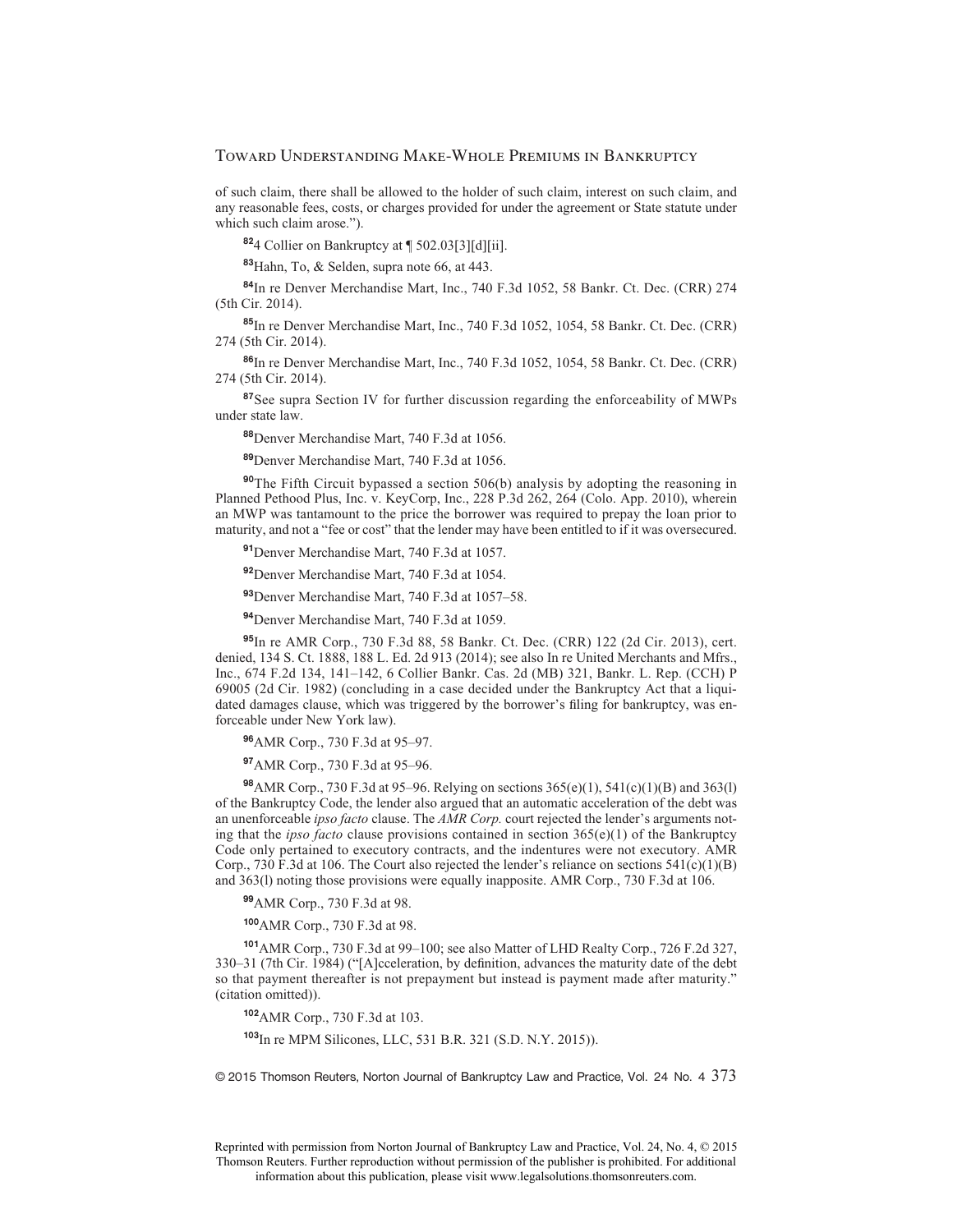of such claim, there shall be allowed to the holder of such claim, interest on such claim, and any reasonable fees, costs, or charges provided for under the agreement or State statute under which such claim arose.").

[82]4 Collier on Bankruptcy at ¶ 502.03[3][d][ii].

[83]Hahn, To, & Selden, supra note 66, at 443.

[84]In re Denver Merchandise Mart, Inc., 740 F.3d 1052, 58 Bankr. Ct. Dec. (CRR) 274 (5th Cir. 2014).

[85]In re Denver Merchandise Mart, Inc., 740 F.3d 1052, 1054, 58 Bankr. Ct. Dec. (CRR) 274 (5th Cir. 2014).

[86]In re Denver Merchandise Mart, Inc., 740 F.3d 1052, 1054, 58 Bankr. Ct. Dec. (CRR) 274 (5th Cir. 2014).

[87]See supra Section IV for further discussion regarding the enforceability of MWPs under state law.

[88]Denver Merchandise Mart, 740 F.3d at 1056.

[89]Denver Merchandise Mart, 740 F.3d at 1056.

[90]The Fifth Circuit bypassed a section 506(b) analysis by adopting the reasoning in Planned Pethood Plus, Inc. v. KeyCorp, Inc., 228 P.3d 262, 264 (Colo. App. 2010), wherein an MWP was tantamount to the price the borrower was required to prepay the loan prior to maturity, and not a "fee or cost" that the lender may have been entitled to if it was oversecured.

[91]Denver Merchandise Mart, 740 F.3d at 1057.

[92]Denver Merchandise Mart, 740 F.3d at 1054.

[93]Denver Merchandise Mart, 740 F.3d at 1057–58.

[94]Denver Merchandise Mart, 740 F.3d at 1059.

[95]In re AMR Corp., 730 F.3d 88, 58 Bankr. Ct. Dec. (CRR) 122 (2d Cir. 2013), cert. denied, 134 S. Ct. 1888, 188 L. Ed. 2d 913 (2014); see also In re United Merchants and Mfrs., Inc., 674 F.2d 134, 141–142, 6 Collier Bankr. Cas. 2d (MB) 321, Bankr. L. Rep. (CCH) P 69005 (2d Cir. 1982) (concluding in a case decided under the Bankruptcy Act that a liquidated damages clause, which was triggered by the borrower's filing for bankruptcy, was enforceable under New York law).

[96]AMR Corp., 730 F.3d at 95–97.

[97]AMR Corp., 730 F.3d at 95–96.

[98]AMR Corp., 730 F.3d at 95–96. Relying on sections 365(e)(1), 541(c)(1)(B) and 363(l) of the Bankruptcy Code, the lender also argued that an automatic acceleration of the debt was an unenforceable *ipso facto* clause. The *AMR Corp.* court rejected the lender's arguments noting that the *ipso facto* clause provisions contained in section 365(e)(1) of the Bankruptcy Code only pertained to executory contracts, and the indentures were not executory. AMR Corp., 730 F.3d at 106. The Court also rejected the lender's reliance on sections 541(c)(1)(B) and 363(l) noting those provisions were equally inapposite. AMR Corp., 730 F.3d at 106.

[99]AMR Corp., 730 F.3d at 98.

[100]AMR Corp., 730 F.3d at 98.

[101]AMR Corp., 730 F.3d at 99–100; see also Matter of LHD Realty Corp., 726 F.2d 327, 330–31 (7th Cir. 1984) ("[A]cceleration, by definition, advances the maturity date of the debt so that payment thereafter is not prepayment but instead is payment made after maturity." (citation omitted)).

[102]AMR Corp., 730 F.3d at 103.

[103]In re MPM Silicones, LLC, 531 B.R. 321 (S.D. N.Y. 2015)).

Reprinted with permission from Norton Journal of Bankruptcy Law and Practice, Vol. 24, No. 4, © 2015 Thomson Reuters. Further reproduction without permission of the publisher is prohibited. For additional information about this publication, please visit www.legalsolutions.thomsonreuters.com.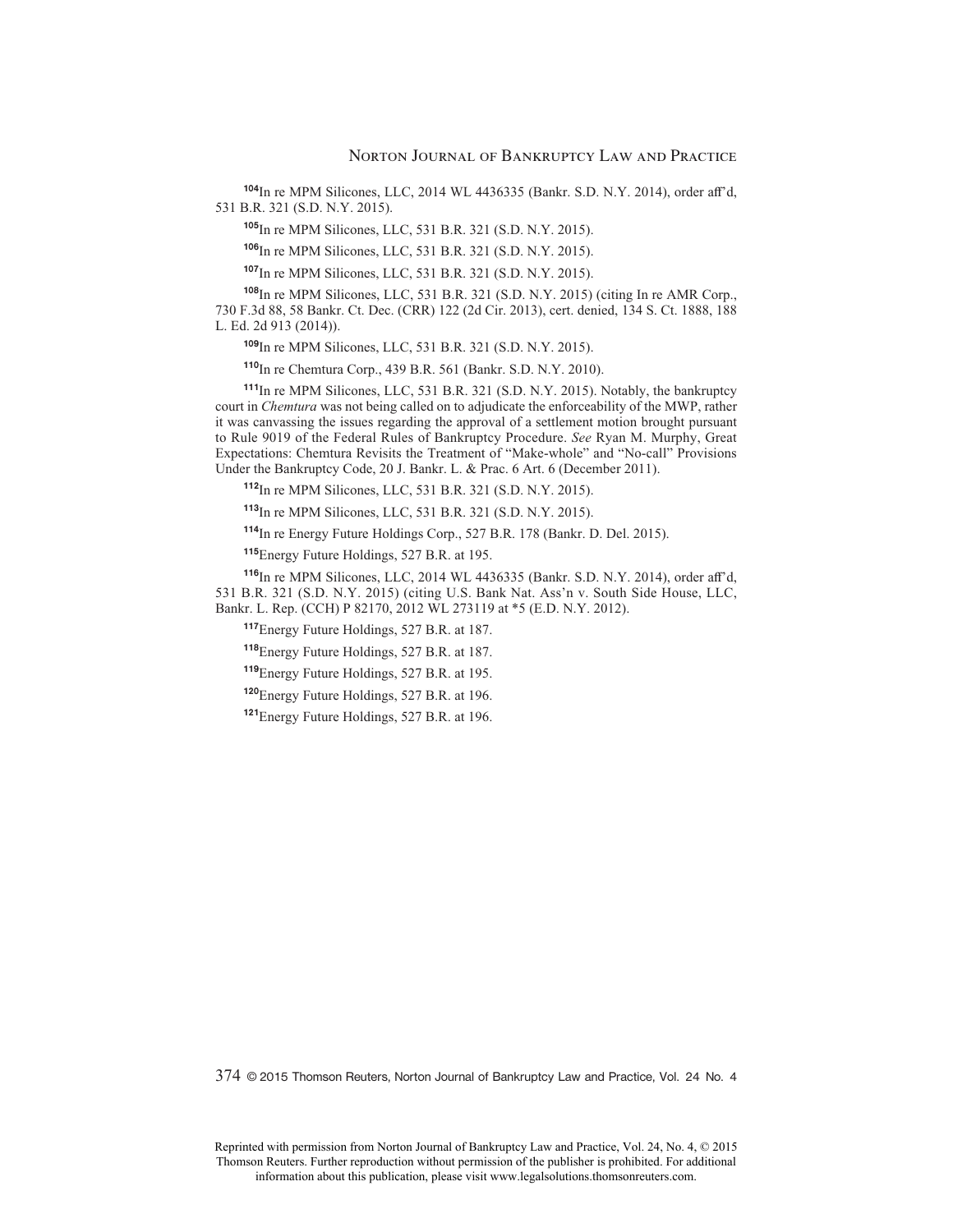[104]In re MPM Silicones, LLC, 2014 WL 4436335 (Bankr. S.D. N.Y. 2014), order aff'd, 531 B.R. 321 (S.D. N.Y. 2015).

[105]In re MPM Silicones, LLC, 531 B.R. 321 (S.D. N.Y. 2015).

[106]In re MPM Silicones, LLC, 531 B.R. 321 (S.D. N.Y. 2015).

[107]In re MPM Silicones, LLC, 531 B.R. 321 (S.D. N.Y. 2015).

[108]In re MPM Silicones, LLC, 531 B.R. 321 (S.D. N.Y. 2015) (citing In re AMR Corp., 730 F.3d 88, 58 Bankr. Ct. Dec. (CRR) 122 (2d Cir. 2013), cert. denied, 134 S. Ct. 1888, 188 L. Ed. 2d 913 (2014)).

[109]In re MPM Silicones, LLC, 531 B.R. 321 (S.D. N.Y. 2015).

[110]In re Chemtura Corp., 439 B.R. 561 (Bankr. S.D. N.Y. 2010).

[111]In re MPM Silicones, LLC, 531 B.R. 321 (S.D. N.Y. 2015). Notably, the bankruptcy court in *Chemtura* was not being called on to adjudicate the enforceability of the MWP, rather it was canvassing the issues regarding the approval of a settlement motion brought pursuant to Rule 9019 of the Federal Rules of Bankruptcy Procedure. *See* Ryan M. Murphy, Great Expectations: Chemtura Revisits the Treatment of "Make-whole" and "No-call" Provisions Under the Bankruptcy Code, 20 J. Bankr. L. & Prac. 6 Art. 6 (December 2011).

[112]In re MPM Silicones, LLC, 531 B.R. 321 (S.D. N.Y. 2015).

[113]In re MPM Silicones, LLC, 531 B.R. 321 (S.D. N.Y. 2015).

[114]In re Energy Future Holdings Corp., 527 B.R. 178 (Bankr. D. Del. 2015).

[115]Energy Future Holdings, 527 B.R. at 195.

[116]In re MPM Silicones, LLC, 2014 WL 4436335 (Bankr. S.D. N.Y. 2014), order aff'd, 531 B.R. 321 (S.D. N.Y. 2015) (citing U.S. Bank Nat. Ass'n v. South Side House, LLC, Bankr. L. Rep. (CCH) P 82170, 2012 WL 273119 at *5 (E.D. N.Y. 2012).

[117]Energy Future Holdings, 527 B.R. at 187.

[118]Energy Future Holdings, 527 B.R. at 187.

[119]Energy Future Holdings, 527 B.R. at 195.

[120]Energy Future Holdings, 527 B.R. at 196.

[121]Energy Future Holdings, 527 B.R. at 196.

Reprinted with permission from Norton Journal of Bankruptcy Law and Practice, Vol. 24, No. 4, © 2015 Thomson Reuters. Further reproduction without permission of the publisher is prohibited. For additional information about this publication, please visit www.legalsolutions.thomsonreuters.com.